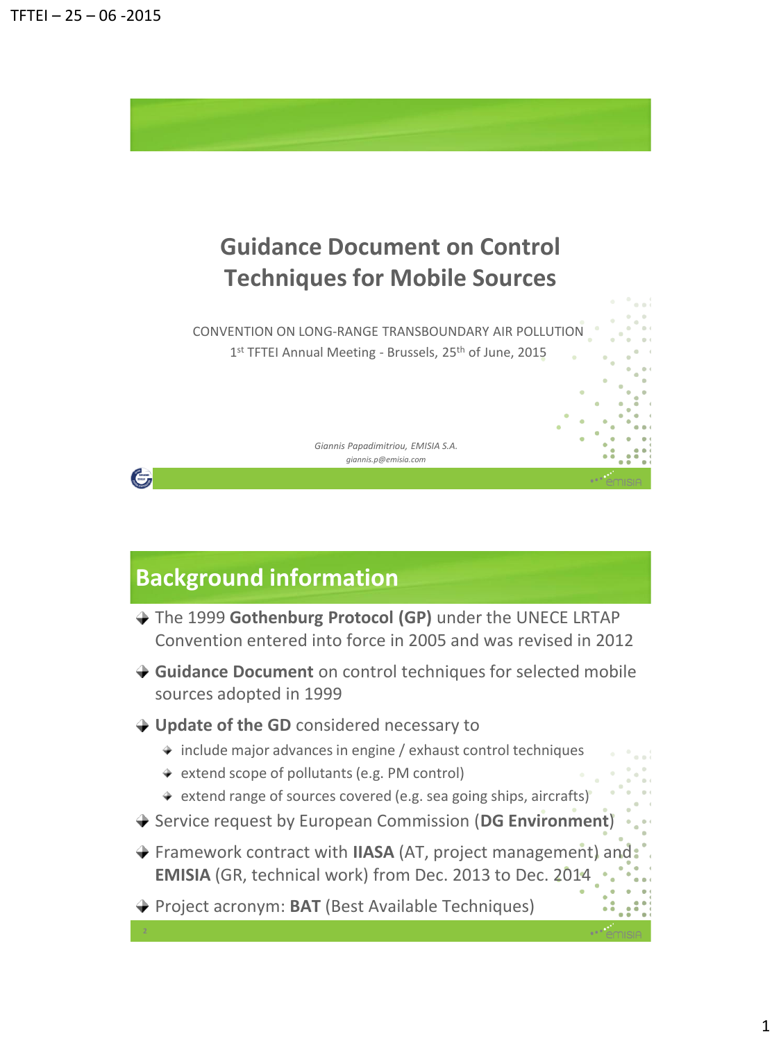# Guidance Document on Control Techniques for Mobile Sources

CONVENTION ON LONG-RANGE TRANSBOUNDARY AIR POLLUTION

1st TFTEI Annual Meeting - Brussels, 25th of June, 2015

*Giannis Papadimitriou, EMISIA S.A.*

*giannis.p@emisia.com*

## Background information

- The 1999 **Gothenburg Protocol (GP)** under the UNECE LRTAP Convention entered into force in 2005 and was revised in 2012
- **Guidance Document** on control techniques for selected mobile sources adopted in 1999
- **Update of the GD** considered necessary to
  - include major advances in engine / exhaust control techniques
  - extend scope of pollutants (e.g. PM control)
  - extend range of sources covered (e.g. sea going ships, aircrafts)
- Service request by European Commission (**DG Environment**)
- Framework contract with **IIASA** (AT, project management) and **EMISIA** (GR, technical work) from Dec. 2013 to Dec. 2014
- Project acronym: **BAT** (Best Available Techniques)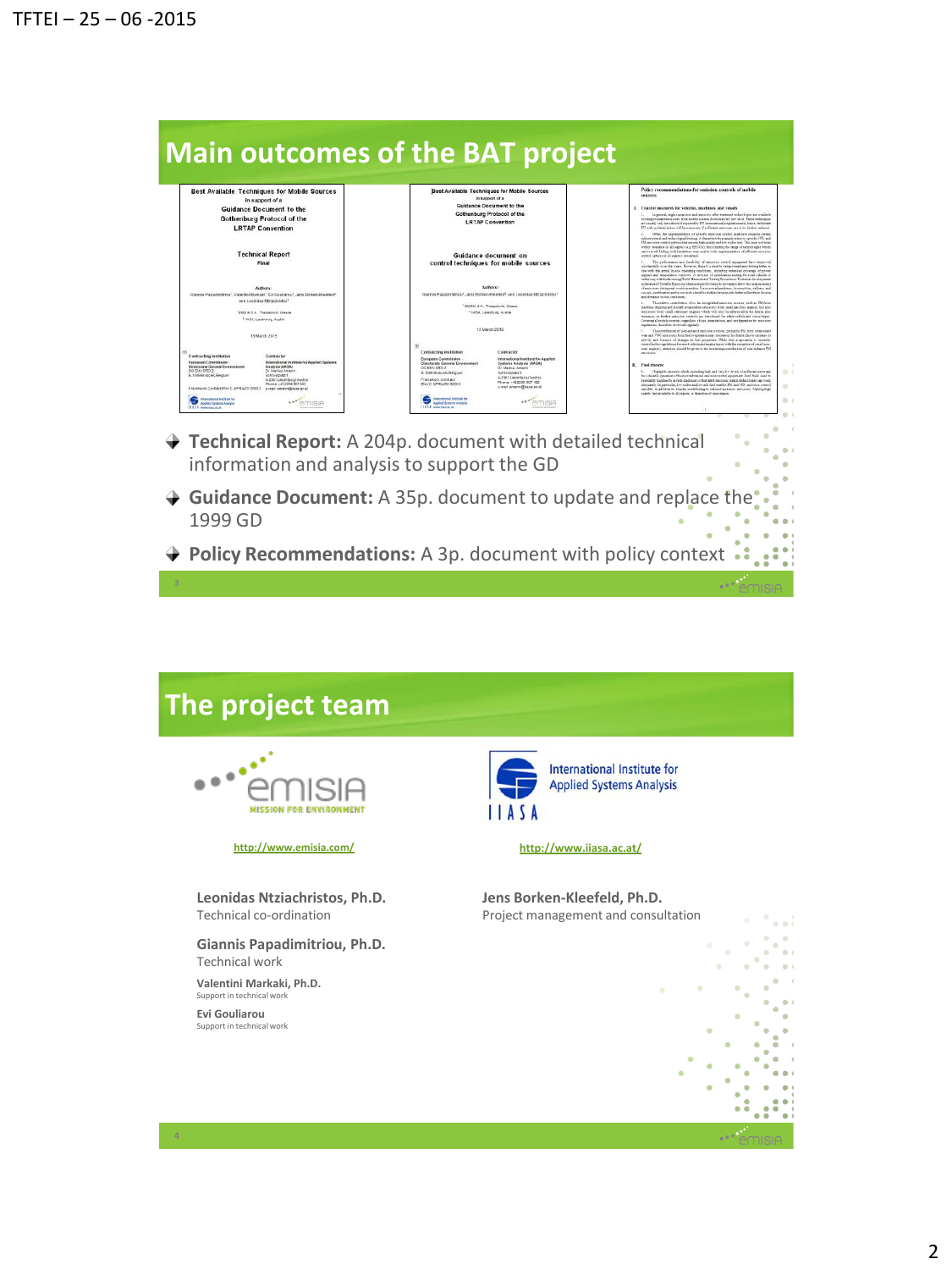## Main outcomes of the BAT project

- **Technical Report:** A 204p. document with detailed technical information and analysis to support the GD
- **Guidance Document:** A 35p. document to update and replace the 1999 GD
- **Policy Recommendations:** A 3p. document with policy context

## The project team

http://www.emisia.com/

http://www.iiasa.ac.at/

**Leonidas Ntziachristos, Ph.D.**
Technical co-ordination

**Giannis Papadimitriou, Ph.D.**
Technical work

**Valentini Markaki, Ph.D.**
Support in technical work

**Evi Gouliarou**
Support in technical work

**Jens Borken-Kleefeld, Ph.D.**
Project management and consultation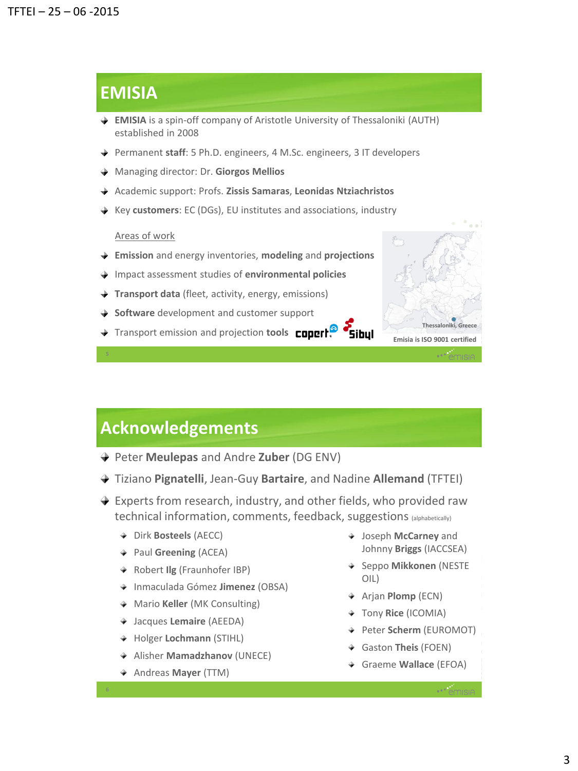## EMISIA

- **EMISIA** is a spin-off company of Aristotle University of Thessaloniki (AUTH) established in 2008
- Permanent **staff**: 5 Ph.D. engineers, 4 M.Sc. engineers, 3 IT developers
- Managing director: Dr. **Giorgos Mellios**
- Academic support: Profs. **Zissis Samaras**, **Leonidas Ntziachristos**
- Key **customers**: EC (DGs), EU institutes and associations, industry

Areas of work

- **Emission** and energy inventories, **modeling** and **projections**
- Impact assessment studies of **environmental policies**
- **Transport data** (fleet, activity, energy, emissions)
- **Software** development and customer support
- Transport emission and projection **tools** copert Sibyl

Thessaloniki, Greece

Emisia is ISO 9001 certified

## Acknowledgements

- Peter **Meulepas** and Andre **Zuber** (DG ENV)
- Tiziano **Pignatelli**, Jean-Guy **Bartaire**, and Nadine **Allemand** (TFTEI)
- Experts from research, industry, and other fields, who provided raw technical information, comments, feedback, suggestions (alphabetically)
  - Dirk **Bosteels** (AECC)
  - Paul **Greening** (ACEA)
  - Robert **Ilg** (Fraunhofer IBP)
  - Inmaculada Gómez **Jimenez** (OBSA)
  - Mario **Keller** (MK Consulting)
  - Jacques **Lemaire** (AEEDA)
  - Holger **Lochmann** (STIHL)
  - Alisher **Mamadzhanov** (UNECE)
  - Andreas **Mayer** (TTM)
  - Joseph **McCarney** and Johnny **Briggs** (IACCSEA)
  - Seppo **Mikkonen** (NESTE OIL)
  - Arjan **Plomp** (ECN)
  - Tony **Rice** (ICOMIA)
  - Peter **Scherm** (EUROMOT)
  - Gaston **Theis** (FOEN)
  - Graeme **Wallace** (EFOA)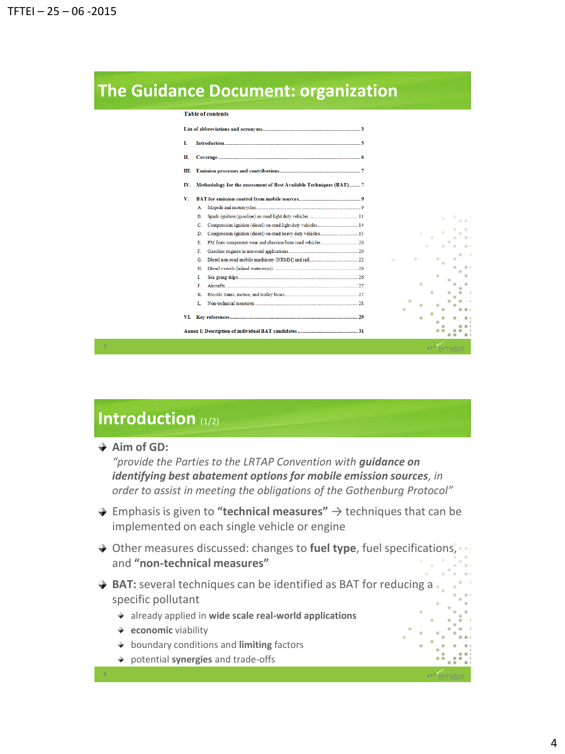## The Guidance Document: organization

**Table of contents**

| | | |
|---|---|---|
| List of abbreviations and acronyms | | 3 |
| I. | Introduction | 5 |
| II. | Coverage | 6 |
| III. | Emission processes and contributions | 7 |
| IV. | Methodology for the assessment of Best Available Techniques (BAT) | 7 |
| V. | BAT for emission control from mobile sources | 9 |
| A. | Mopeds and motorcycles | 9 |
| B. | Spark-ignition (gasoline) on-road light duty vehicles | 11 |
| C. | Compression ignition (diesel) on-road light duty vehicles | 14 |
| D. | Compression ignition (diesel) on-road heavy duty vehicles | 15 |
| E. | PM from component wear and abrasion from road vehicles | 20 |
| F. | Gasoline engines in non-road applications | 20 |
| G. | Diesel non-road mobile machinery (NRMM) and rail | 22 |
| H. | Diesel vessels (inland waterways) | 26 |
| I. | Sea going ships | 26 |
| J. | Aircrafts | 27 |
| K. | Electric trams, metros, and trolley buses | 27 |
| L. | Non-technical measures | 28 |
| VI. | Key references | 29 |
| Annex I: Description of individual BAT candidates | | 31 |

## Introduction (1/2)

- **Aim of GD:**
  *"provide the Parties to the LRTAP Convention with **guidance on identifying best abatement options for mobile emission sources**, in order to assist in meeting the obligations of the Gothenburg Protocol"*
- Emphasis is given to **"technical measures"** → techniques that can be implemented on each single vehicle or engine
- Other measures discussed: changes to **fuel type**, fuel specifications, and **"non-technical measures"**
- **BAT:** several techniques can be identified as BAT for reducing a specific pollutant
  - already applied in **wide scale real-world applications**
  - **economic** viability
  - boundary conditions and **limiting** factors
  - potential **synergies** and trade-offs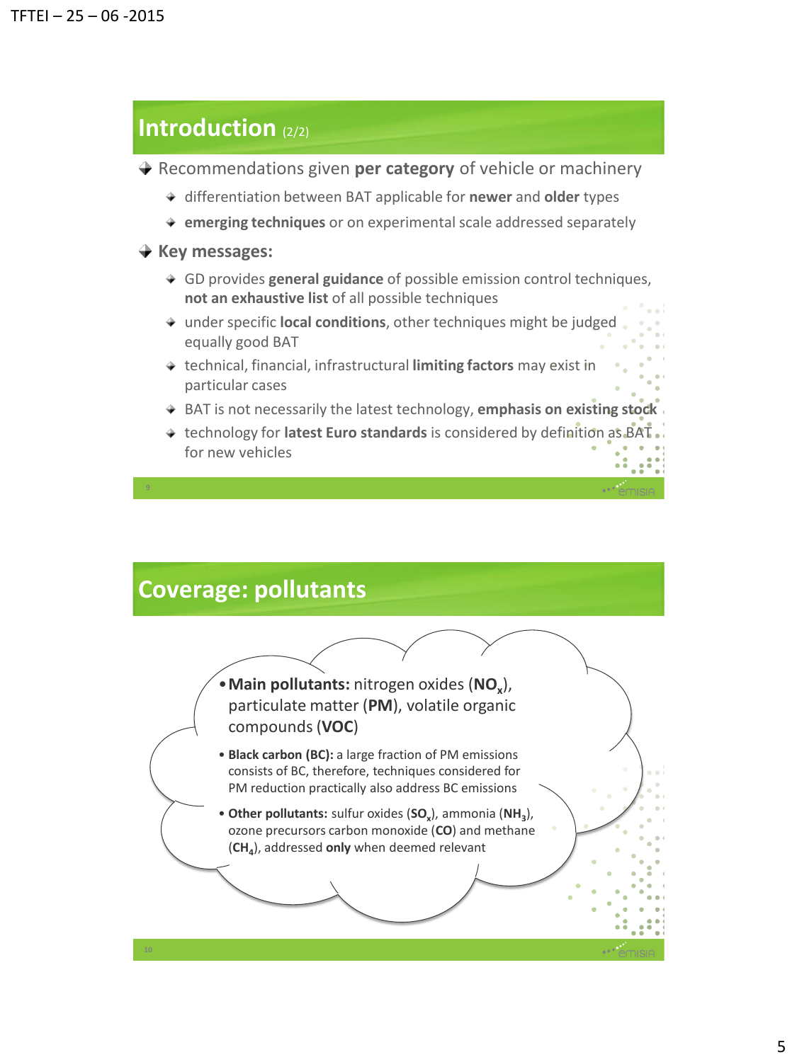## Introduction (2/2)

- Recommendations given **per category** of vehicle or machinery
  - differentiation between BAT applicable for **newer** and **older** types
  - **emerging techniques** or on experimental scale addressed separately
- **Key messages:**
  - GD provides **general guidance** of possible emission control techniques, **not an exhaustive list** of all possible techniques
  - under specific **local conditions**, other techniques might be judged equally good BAT
  - technical, financial, infrastructural **limiting factors** may exist in particular cases
  - BAT is not necessarily the latest technology, **emphasis on existing stock**
  - technology for **latest Euro standards** is considered by definition as BAT for new vehicles

## Coverage: pollutants

- **Main pollutants:** nitrogen oxides (**$NO_x$**), particulate matter (**PM**), volatile organic compounds (**VOC**)
- **Black carbon (BC):** a large fraction of PM emissions consists of BC, therefore, techniques considered for PM reduction practically also address BC emissions
- **Other pollutants:** sulfur oxides (**$SO_x$**), ammonia (**$NH_3$**), ozone precursors carbon monoxide (**CO**) and methane (**$CH_4$**), addressed **only** when deemed relevant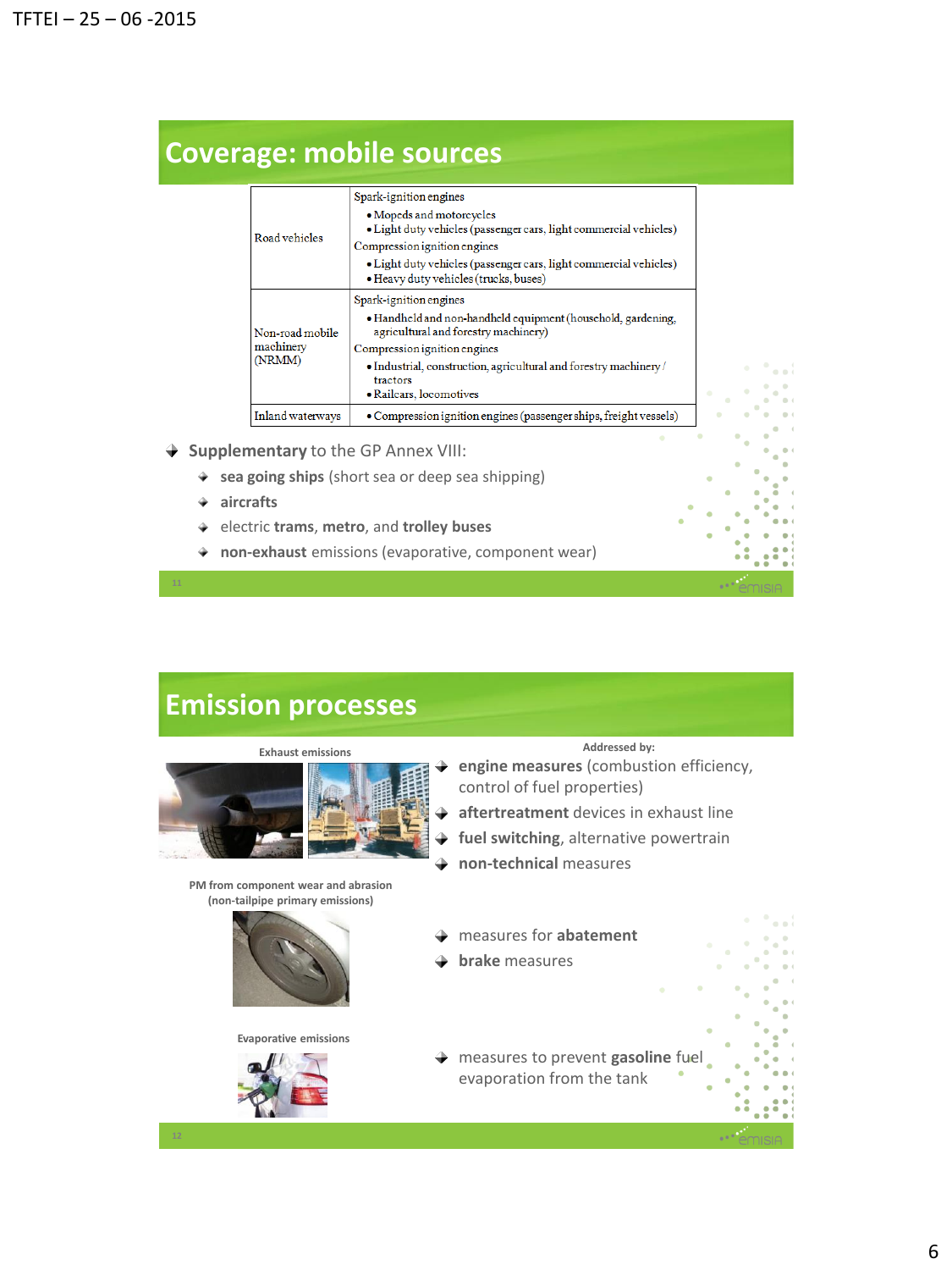## Coverage: mobile sources

| | |
|---|---|
| Road vehicles | Spark-ignition engines<br>• Mopeds and motorcycles<br>• Light duty vehicles (passenger cars, light commercial vehicles)<br>Compression ignition engines<br>• Light duty vehicles (passenger cars, light commercial vehicles)<br>• Heavy duty vehicles (trucks, buses) |
| Non-road mobile machinery (NRMM) | Spark-ignition engines<br>• Handheld and non-handheld equipment (household, gardening, agricultural and forestry machinery)<br>Compression ignition engines<br>• Industrial, construction, agricultural and forestry machinery / tractors<br>• Railcars, locomotives |
| Inland waterways | • Compression ignition engines (passenger ships, freight vessels) |

- **Supplementary** to the GP Annex VIII:
  - **sea going ships** (short sea or deep sea shipping)
  - **aircrafts**
  - electric **trams**, **metro**, and **trolley buses**
  - **non-exhaust** emissions (evaporative, component wear)

## Emission processes

Exhaust emissions

Addressed by:

- **engine measures** (combustion efficiency, control of fuel properties)
- **aftertreatment** devices in exhaust line
- **fuel switching**, alternative powertrain
- **non-technical** measures

PM from component wear and abrasion (non-tailpipe primary emissions)

- measures for **abatement**
- **brake** measures

Evaporative emissions

- measures to prevent **gasoline** fuel evaporation from the tank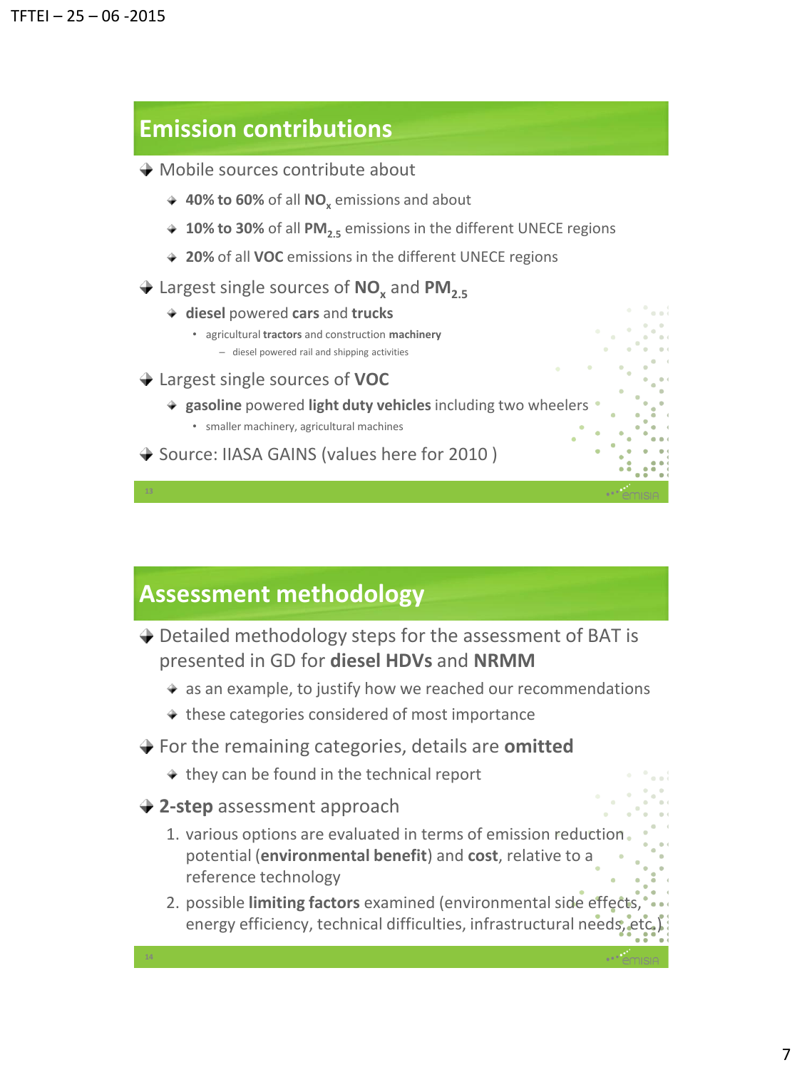## Emission contributions

- Mobile sources contribute about
  - **40% to 60%** of all **$NO_x$** emissions and about
  - **10% to 30%** of all **$PM_{2.5}$** emissions in the different UNECE regions
  - **20%** of all **VOC** emissions in the different UNECE regions
- Largest single sources of **$NO_x$** and **$PM_{2.5}$**
  - **diesel** powered **cars** and **trucks**
    - agricultural **tractors** and construction **machinery**
      - diesel powered rail and shipping activities
- Largest single sources of **VOC**
  - **gasoline** powered **light duty vehicles** including two wheelers
    - smaller machinery, agricultural machines
- Source: IIASA GAINS (values here for 2010 )

## Assessment methodology

- Detailed methodology steps for the assessment of BAT is presented in GD for **diesel HDVs** and **NRMM**
  - as an example, to justify how we reached our recommendations
  - these categories considered of most importance
- For the remaining categories, details are **omitted**
  - they can be found in the technical report
- **2-step** assessment approach
  1. various options are evaluated in terms of emission reduction potential (**environmental benefit**) and **cost**, relative to a reference technology
  2. possible **limiting factors** examined (environmental side effects, energy efficiency, technical difficulties, infrastructural needs, etc.)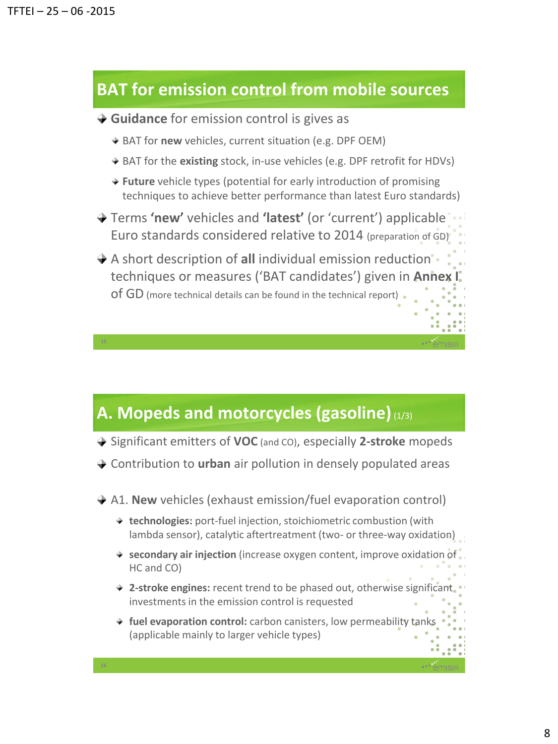## BAT for emission control from mobile sources

- **Guidance** for emission control is gives as
  - BAT for **new** vehicles, current situation (e.g. DPF OEM)
  - BAT for the **existing** stock, in-use vehicles (e.g. DPF retrofit for HDVs)
  - **Future** vehicle types (potential for early introduction of promising techniques to achieve better performance than latest Euro standards)
- Terms **'new'** vehicles and **'latest'** (or 'current') applicable Euro standards considered relative to 2014 (preparation of GD)
- A short description of **all** individual emission reduction techniques or measures ('BAT candidates') given in **Annex I** of GD (more technical details can be found in the technical report)

## A. Mopeds and motorcycles (gasoline) (1/3)

- Significant emitters of **VOC** (and CO), especially **2-stroke** mopeds
- Contribution to **urban** air pollution in densely populated areas
- A1. **New** vehicles (exhaust emission/fuel evaporation control)
  - **technologies:** port-fuel injection, stoichiometric combustion (with lambda sensor), catalytic aftertreatment (two- or three-way oxidation)
  - **secondary air injection** (increase oxygen content, improve oxidation of HC and CO)
  - **2-stroke engines:** recent trend to be phased out, otherwise significant investments in the emission control is requested
  - **fuel evaporation control:** carbon canisters, low permeability tanks (applicable mainly to larger vehicle types)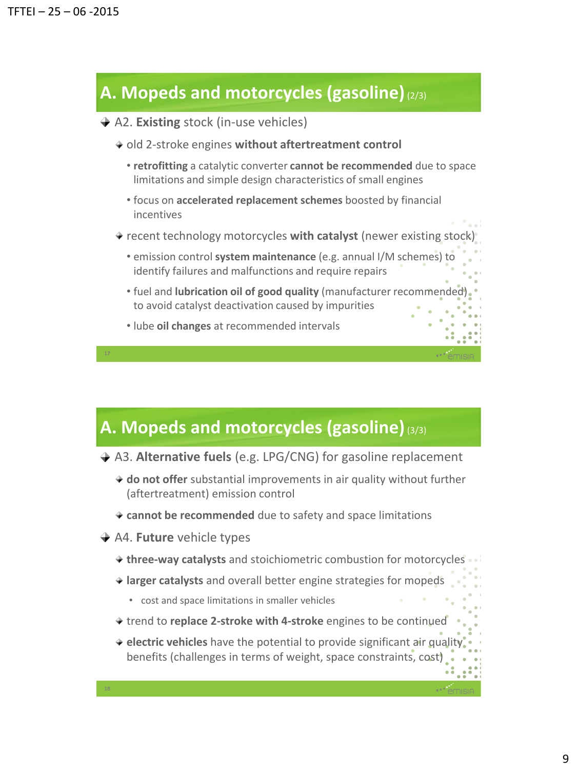## A. Mopeds and motorcycles (gasoline) (2/3)

- A2. **Existing** stock (in-use vehicles)
  - old 2-stroke engines **without aftertreatment control**
    - **retrofitting** a catalytic converter **cannot be recommended** due to space limitations and simple design characteristics of small engines
    - focus on **accelerated replacement schemes** boosted by financial incentives
  - recent technology motorcycles **with catalyst** (newer existing stock)
    - emission control **system maintenance** (e.g. annual I/M schemes) to identify failures and malfunctions and require repairs
    - fuel and **lubrication oil of good quality** (manufacturer recommended) to avoid catalyst deactivation caused by impurities
    - lube **oil changes** at recommended intervals

## A. Mopeds and motorcycles (gasoline) (3/3)

- A3. **Alternative fuels** (e.g. LPG/CNG) for gasoline replacement
  - **do not offer** substantial improvements in air quality without further (aftertreatment) emission control
  - **cannot be recommended** due to safety and space limitations
- A4. **Future** vehicle types
  - **three-way catalysts** and stoichiometric combustion for motorcycles
  - **larger catalysts** and overall better engine strategies for mopeds
    - cost and space limitations in smaller vehicles
  - trend to **replace 2-stroke with 4-stroke** engines to be continued
  - **electric vehicles** have the potential to provide significant air quality benefits (challenges in terms of weight, space constraints, cost)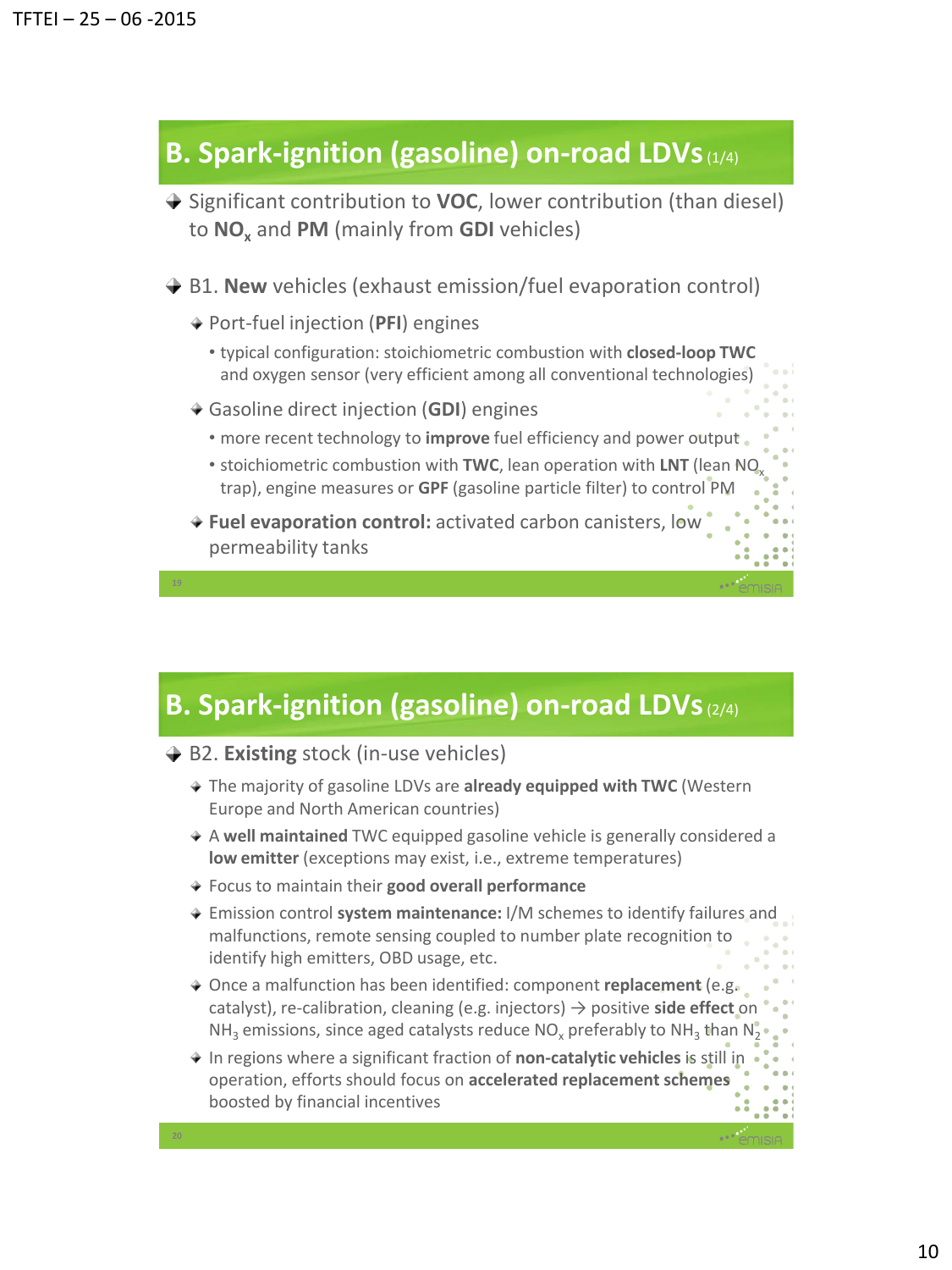## B. Spark-ignition (gasoline) on-road LDVs (1/4)

- Significant contribution to **VOC**, lower contribution (than diesel) to **$NO_x$** and **PM** (mainly from **GDI** vehicles)
- B1. **New** vehicles (exhaust emission/fuel evaporation control)
  - Port-fuel injection (**PFI**) engines
    - typical configuration: stoichiometric combustion with **closed-loop TWC** and oxygen sensor (very efficient among all conventional technologies)
  - Gasoline direct injection (**GDI**) engines
    - more recent technology to **improve** fuel efficiency and power output
    - stoichiometric combustion with **TWC**, lean operation with **LNT** (lean $NO_x$ trap), engine measures or **GPF** (gasoline particle filter) to control PM
  - **Fuel evaporation control:** activated carbon canisters, low permeability tanks

## B. Spark-ignition (gasoline) on-road LDVs (2/4)

- B2. **Existing** stock (in-use vehicles)
  - The majority of gasoline LDVs are **already equipped with TWC** (Western Europe and North American countries)
  - A **well maintained** TWC equipped gasoline vehicle is generally considered a **low emitter** (exceptions may exist, i.e., extreme temperatures)
  - Focus to maintain their **good overall performance**
  - Emission control **system maintenance:** I/M schemes to identify failures and malfunctions, remote sensing coupled to number plate recognition to identify high emitters, OBD usage, etc.
  - Once a malfunction has been identified: component **replacement** (e.g. catalyst), re-calibration, cleaning (e.g. injectors) → positive **side effect** on $NH_3$ emissions, since aged catalysts reduce $NO_x$ preferably to $NH_3$ than $N_2$
  - In regions where a significant fraction of **non-catalytic vehicles** is still in operation, efforts should focus on **accelerated replacement schemes** boosted by financial incentives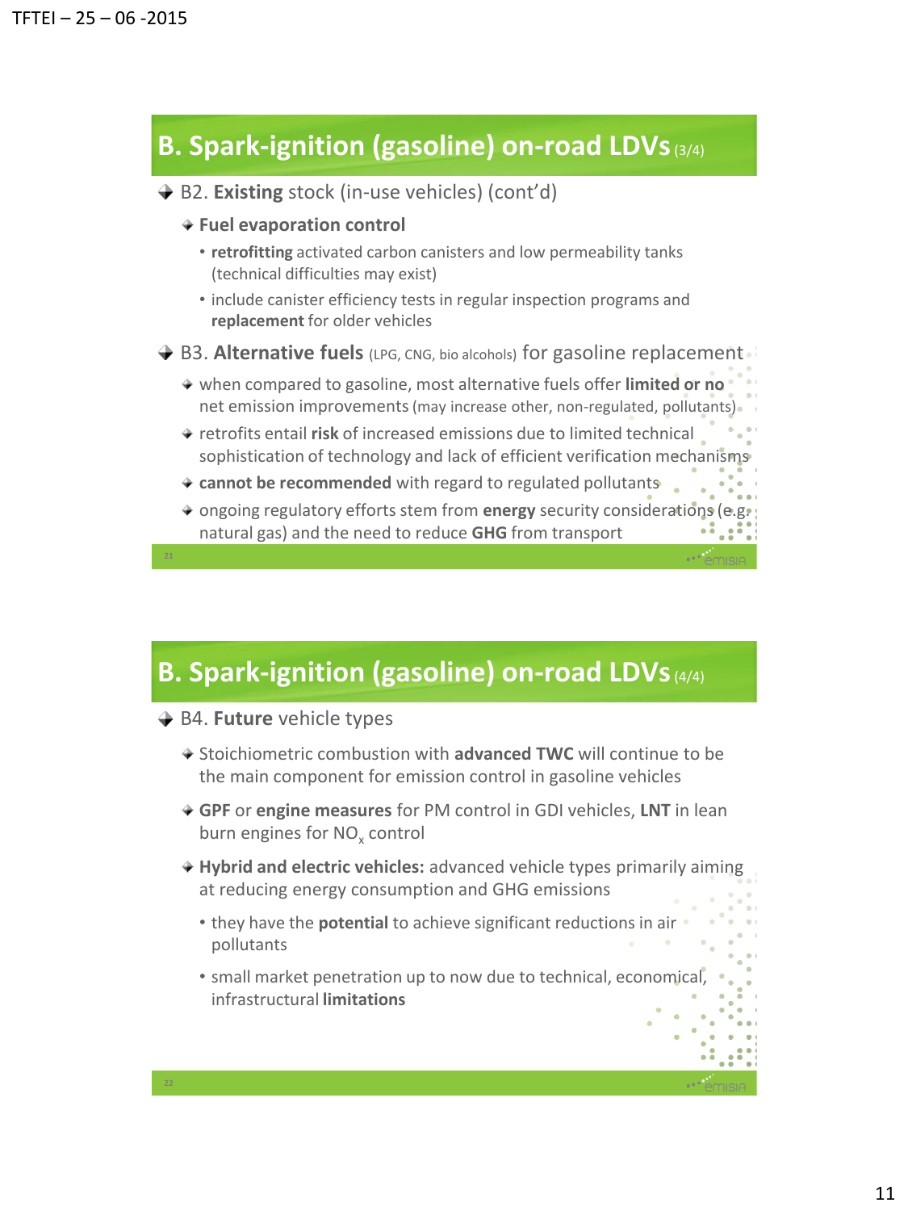## B. Spark-ignition (gasoline) on-road LDVs (3/4)

- B2. **Existing** stock (in-use vehicles) (cont'd)
  - **Fuel evaporation control**
    - **retrofitting** activated carbon canisters and low permeability tanks (technical difficulties may exist)
    - include canister efficiency tests in regular inspection programs and **replacement** for older vehicles
- B3. **Alternative fuels** (LPG, CNG, bio alcohols) for gasoline replacement
  - when compared to gasoline, most alternative fuels offer **limited or no** net emission improvements (may increase other, non-regulated, pollutants)
  - retrofits entail **risk** of increased emissions due to limited technical sophistication of technology and lack of efficient verification mechanisms
  - **cannot be recommended** with regard to regulated pollutants
  - ongoing regulatory efforts stem from **energy** security considerations (e.g. natural gas) and the need to reduce **GHG** from transport

## B. Spark-ignition (gasoline) on-road LDVs (4/4)

- B4. **Future** vehicle types
  - Stoichiometric combustion with **advanced TWC** will continue to be the main component for emission control in gasoline vehicles
  - **GPF** or **engine measures** for PM control in GDI vehicles, **LNT** in lean burn engines for $NO_x$ control
  - **Hybrid and electric vehicles:** advanced vehicle types primarily aiming at reducing energy consumption and GHG emissions
    - they have the **potential** to achieve significant reductions in air pollutants
    - small market penetration up to now due to technical, economical, infrastructural **limitations**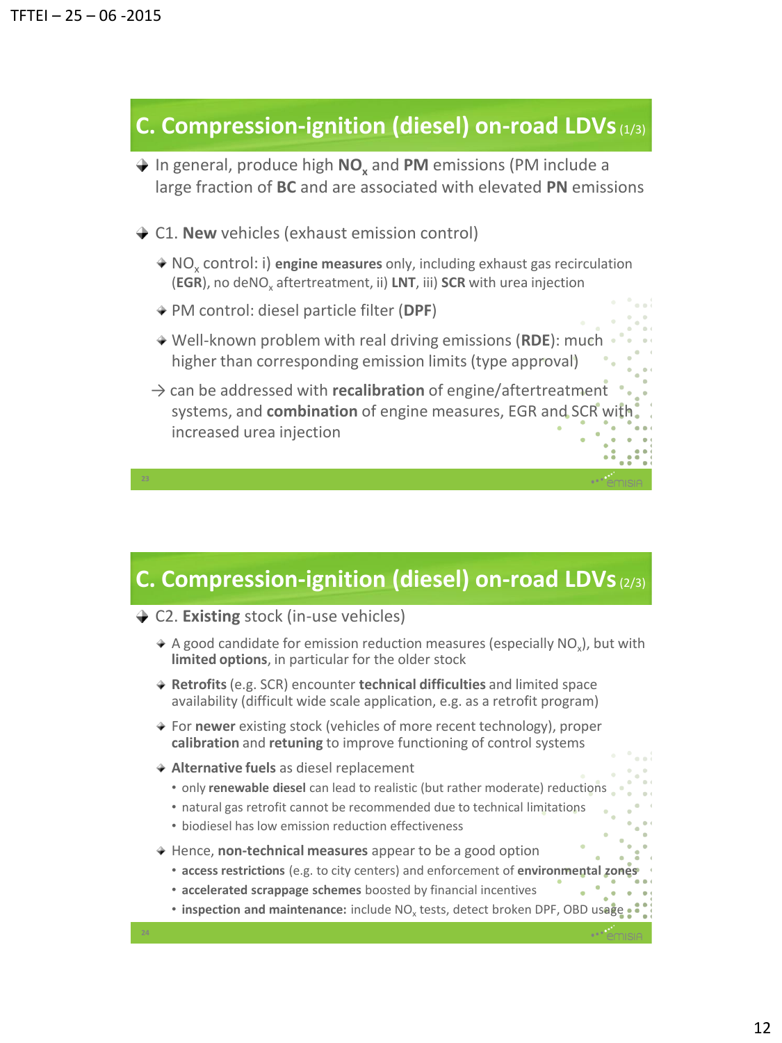## C. Compression-ignition (diesel) on-road LDVs (1/3)

- In general, produce high $NO_x$ and **PM** emissions (PM include a large fraction of **BC** and are associated with elevated **PN** emissions
- C1. **New** vehicles (exhaust emission control)
  - $NO_x$ control: i) **engine measures** only, including exhaust gas recirculation (**EGR**), no de$NO_x$ aftertreatment, ii) **LNT**, iii) **SCR** with urea injection
  - PM control: diesel particle filter (**DPF**)
  - Well-known problem with real driving emissions (**RDE**): much higher than corresponding emission limits (type approval)

  → can be addressed with **recalibration** of engine/aftertreatment systems, and **combination** of engine measures, EGR and SCR with increased urea injection

## C. Compression-ignition (diesel) on-road LDVs (2/3)

- C2. **Existing** stock (in-use vehicles)
  - A good candidate for emission reduction measures (especially $NO_x$), but with **limited options**, in particular for the older stock
  - **Retrofits** (e.g. SCR) encounter **technical difficulties** and limited space availability (difficult wide scale application, e.g. as a retrofit program)
  - For **newer** existing stock (vehicles of more recent technology), proper **calibration** and **retuning** to improve functioning of control systems
  - **Alternative fuels** as diesel replacement
    - only **renewable diesel** can lead to realistic (but rather moderate) reductions
    - natural gas retrofit cannot be recommended due to technical limitations
    - biodiesel has low emission reduction effectiveness
  - Hence, **non-technical measures** appear to be a good option
    - **access restrictions** (e.g. to city centers) and enforcement of **environmental zones**
    - **accelerated scrappage schemes** boosted by financial incentives
    - **inspection and maintenance:** include $NO_x$ tests, detect broken DPF, OBD usage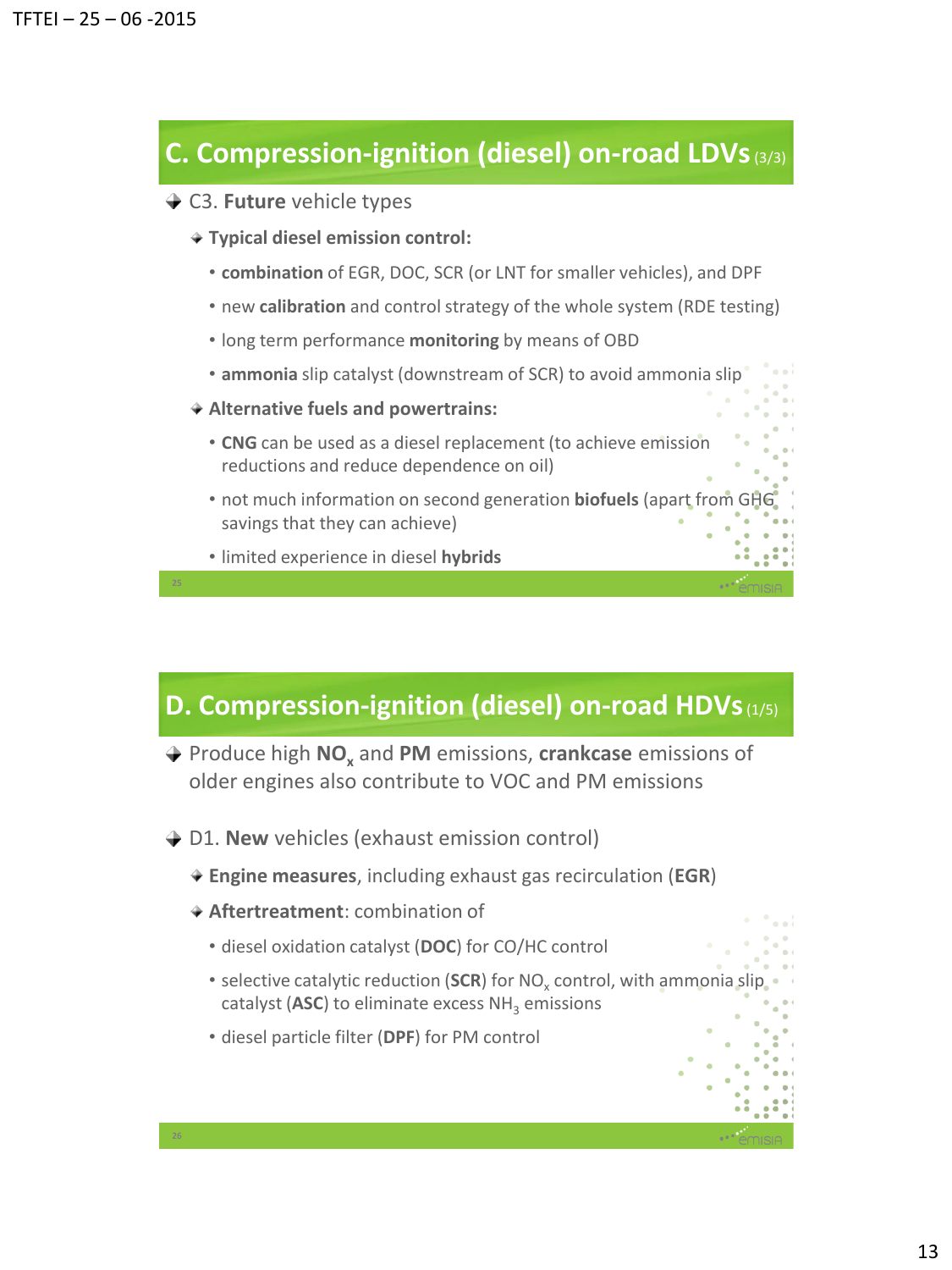## C. Compression-ignition (diesel) on-road LDVs (3/3)

- C3. **Future** vehicle types
  - **Typical diesel emission control:**
    - **combination** of EGR, DOC, SCR (or LNT for smaller vehicles), and DPF
    - new **calibration** and control strategy of the whole system (RDE testing)
    - long term performance **monitoring** by means of OBD
    - **ammonia** slip catalyst (downstream of SCR) to avoid ammonia slip
  - **Alternative fuels and powertrains:**
    - **CNG** can be used as a diesel replacement (to achieve emission reductions and reduce dependence on oil)
    - not much information on second generation **biofuels** (apart from GHG savings that they can achieve)
    - limited experience in diesel **hybrids**

## D. Compression-ignition (diesel) on-road HDVs (1/5)

- Produce high **$NO_x$** and **PM** emissions, **crankcase** emissions of older engines also contribute to VOC and PM emissions

- D1. **New** vehicles (exhaust emission control)
  - **Engine measures**, including exhaust gas recirculation (**EGR**)
  - **Aftertreatment**: combination of
    - diesel oxidation catalyst (**DOC**) for CO/HC control
    - selective catalytic reduction (**SCR**) for $NO_x$ control, with ammonia slip catalyst (**ASC**) to eliminate excess $NH_3$ emissions
    - diesel particle filter (**DPF**) for PM control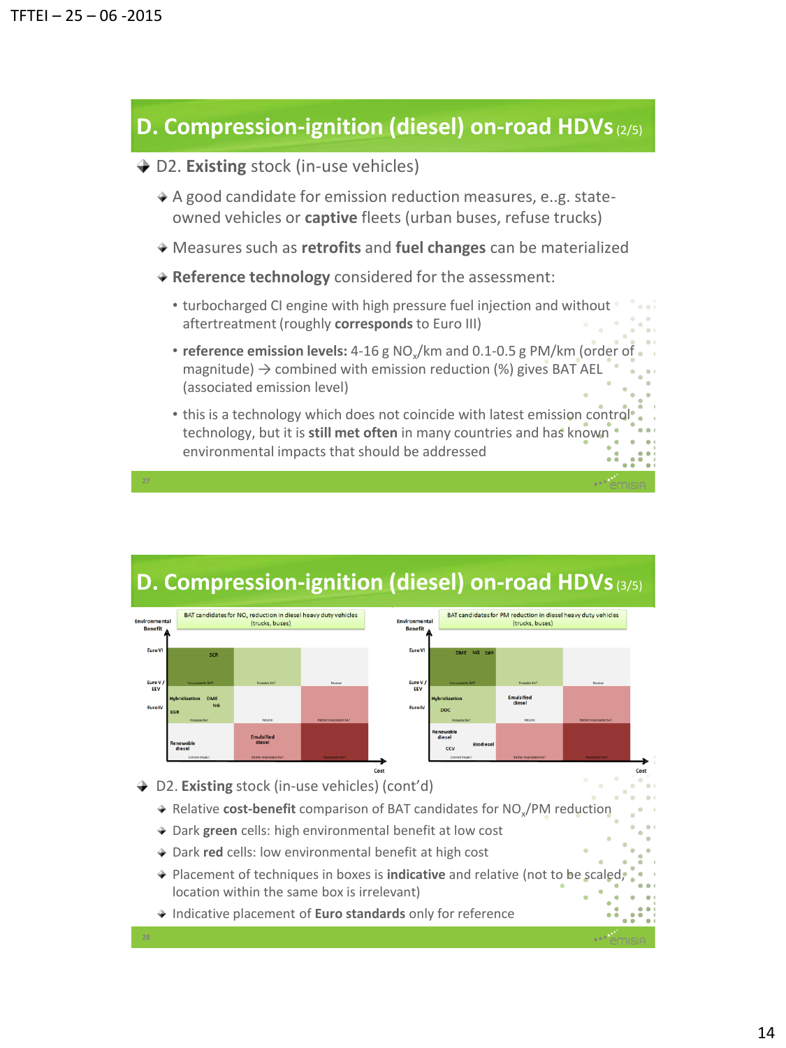## D. Compression-ignition (diesel) on-road HDVs (2/5)

- D2. **Existing** stock (in-use vehicles)
  - A good candidate for emission reduction measures, e..g. state-owned vehicles or **captive** fleets (urban buses, refuse trucks)
  - Measures such as **retrofits** and **fuel changes** can be materialized
  - **Reference technology** considered for the assessment:
    - turbocharged CI engine with high pressure fuel injection and without aftertreatment (roughly **corresponds** to Euro III)
    - **reference emission levels:** 4-16 g $NO_x$/km and 0.1-0.5 g PM/km (order of magnitude) → combined with emission reduction (%) gives BAT AEL (associated emission level)
    - this is a technology which does not coincide with latest emission control technology, but it is **still met often** in many countries and has known environmental impacts that should be addressed

## D. Compression-ignition (diesel) on-road HDVs (3/5)

**BAT candidates for $NO_x$ reduction in diesel heavy duty vehicles (trucks, buses)**

Axes: Environmental Benefit (vertical; Euro VI, Euro V / EEV, Euro IV) vs. Cost (horizontal)

| | Low cost | Medium cost | High cost |
|---|---|---|---|
| High benefit | SCR (Very probable BAT) | (Probable BAT) | (Neutral) |
| Medium benefit | Hybridization, DME, NG, EGR (Probable BAT) | (Neutral) | (Rather improbable BAT) |
| Low benefit | Renewable diesel (Limited impact) | Emulsified diesel (Rather improbable BAT) | (Improbable BAT) |

**BAT candidates for PM reduction in diesel heavy duty vehicles (trucks, buses)**

Axes: Environmental Benefit (vertical; Euro VI, Euro V / EEV, Euro IV) vs. Cost (horizontal)

| | Low cost | Medium cost | High cost |
|---|---|---|---|
| High benefit | DME, NG, DPF (Very probable BAT) | (Probable BAT) | (Neutral) |
| Medium benefit | Hybridization, DOC (Probable BAT) | Emulsified diesel (Neutral) | (Rather improbable BAT) |
| Low benefit | Renewable diesel, Biodiesel, CCV (Limited impact) | (Rather improbable BAT) | (Improbable BAT) |

- D2. **Existing** stock (in-use vehicles) (cont'd)
  - Relative **cost-benefit** comparison of BAT candidates for $NO_x$/PM reduction
  - Dark **green** cells: high environmental benefit at low cost
  - Dark **red** cells: low environmental benefit at high cost
  - Placement of techniques in boxes is **indicative** and relative (not to be scaled, location within the same box is irrelevant)
  - Indicative placement of **Euro standards** only for reference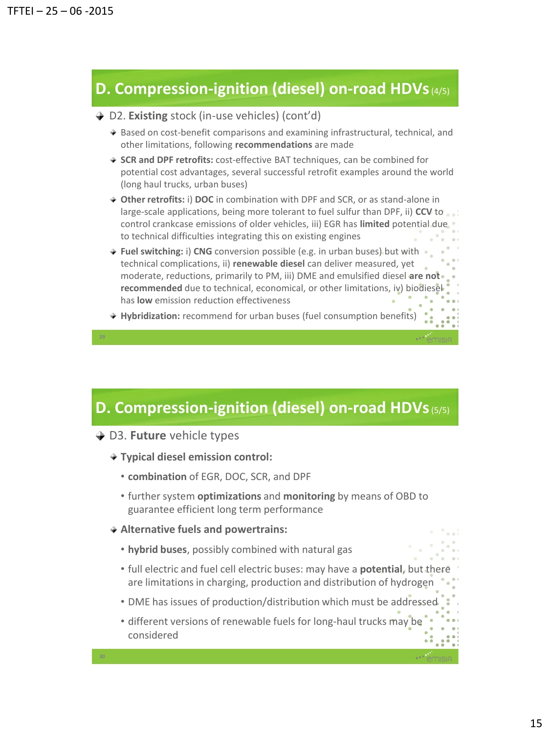## D. Compression-ignition (diesel) on-road HDVs (4/5)

- D2. **Existing** stock (in-use vehicles) (cont'd)
  - Based on cost-benefit comparisons and examining infrastructural, technical, and other limitations, following **recommendations** are made
  - **SCR and DPF retrofits:** cost-effective BAT techniques, can be combined for potential cost advantages, several successful retrofit examples around the world (long haul trucks, urban buses)
  - **Other retrofits:** i) **DOC** in combination with DPF and SCR, or as stand-alone in large-scale applications, being more tolerant to fuel sulfur than DPF, ii) **CCV** to control crankcase emissions of older vehicles, iii) EGR has **limited** potential due to technical difficulties integrating this on existing engines
  - **Fuel switching:** i) **CNG** conversion possible (e.g. in urban buses) but with technical complications, ii) **renewable diesel** can deliver measured, yet moderate, reductions, primarily to PM, iii) DME and emulsified diesel **are not recommended** due to technical, economical, or other limitations, iv) biodiesel has **low** emission reduction effectiveness
  - **Hybridization:** recommend for urban buses (fuel consumption benefits)

## D. Compression-ignition (diesel) on-road HDVs (5/5)

- D3. **Future** vehicle types
  - **Typical diesel emission control:**
    - **combination** of EGR, DOC, SCR, and DPF
    - further system **optimizations** and **monitoring** by means of OBD to guarantee efficient long term performance
  - **Alternative fuels and powertrains:**
    - **hybrid buses**, possibly combined with natural gas
    - full electric and fuel cell electric buses: may have a **potential**, but there are limitations in charging, production and distribution of hydrogen
    - DME has issues of production/distribution which must be addressed
    - different versions of renewable fuels for long-haul trucks may be considered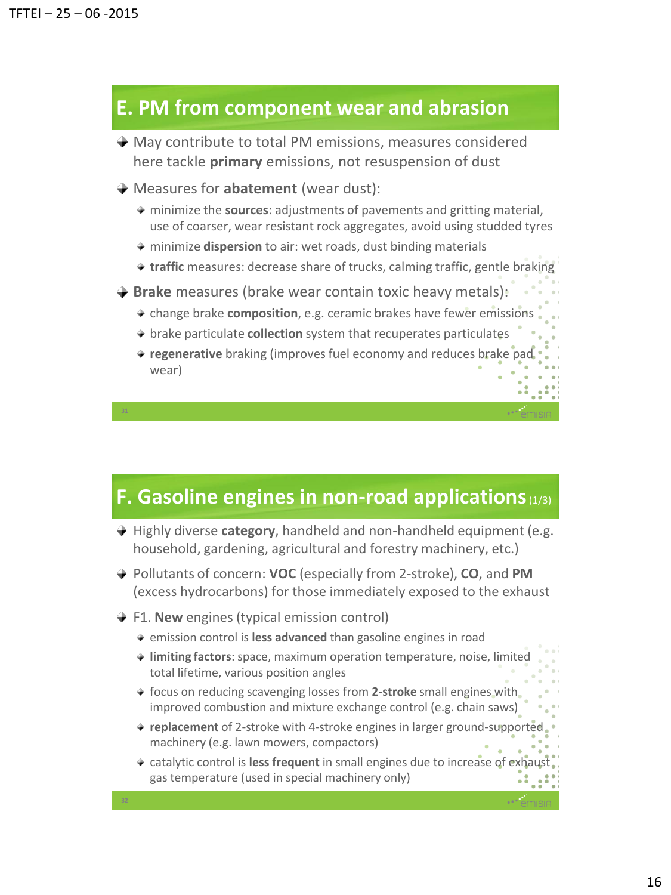## E. PM from component wear and abrasion

- May contribute to total PM emissions, measures considered here tackle **primary** emissions, not resuspension of dust
- Measures for **abatement** (wear dust):
  - minimize the **sources**: adjustments of pavements and gritting material, use of coarser, wear resistant rock aggregates, avoid using studded tyres
  - minimize **dispersion** to air: wet roads, dust binding materials
  - **traffic** measures: decrease share of trucks, calming traffic, gentle braking
- **Brake** measures (brake wear contain toxic heavy metals):
  - change brake **composition**, e.g. ceramic brakes have fewer emissions
  - brake particulate **collection** system that recuperates particulates
  - **regenerative** braking (improves fuel economy and reduces brake pad wear)

## F. Gasoline engines in non-road applications (1/3)

- Highly diverse **category**, handheld and non-handheld equipment (e.g. household, gardening, agricultural and forestry machinery, etc.)
- Pollutants of concern: **VOC** (especially from 2-stroke), **CO**, and **PM** (excess hydrocarbons) for those immediately exposed to the exhaust
- F1. **New** engines (typical emission control)
  - emission control is **less advanced** than gasoline engines in road
  - **limiting factors**: space, maximum operation temperature, noise, limited total lifetime, various position angles
  - focus on reducing scavenging losses from **2-stroke** small engines with improved combustion and mixture exchange control (e.g. chain saws)
  - **replacement** of 2-stroke with 4-stroke engines in larger ground-supported machinery (e.g. lawn mowers, compactors)
  - catalytic control is **less frequent** in small engines due to increase of exhaust gas temperature (used in special machinery only)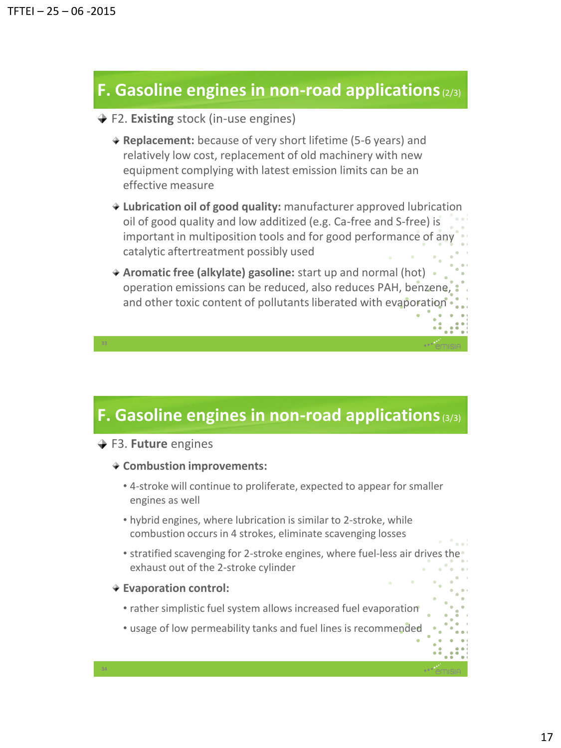## F. Gasoline engines in non-road applications (2/3)

- F2. **Existing** stock (in-use engines)
  - **Replacement:** because of very short lifetime (5-6 years) and relatively low cost, replacement of old machinery with new equipment complying with latest emission limits can be an effective measure
  - **Lubrication oil of good quality:** manufacturer approved lubrication oil of good quality and low additized (e.g. Ca-free and S-free) is important in multiposition tools and for good performance of any catalytic aftertreatment possibly used
  - **Aromatic free (alkylate) gasoline:** start up and normal (hot) operation emissions can be reduced, also reduces PAH, benzene, and other toxic content of pollutants liberated with evaporation

## F. Gasoline engines in non-road applications (3/3)

- F3. **Future** engines
  - **Combustion improvements:**
    - 4-stroke will continue to proliferate, expected to appear for smaller engines as well
    - hybrid engines, where lubrication is similar to 2-stroke, while combustion occurs in 4 strokes, eliminate scavenging losses
    - stratified scavenging for 2-stroke engines, where fuel-less air drives the exhaust out of the 2-stroke cylinder
  - **Evaporation control:**
    - rather simplistic fuel system allows increased fuel evaporation
    - usage of low permeability tanks and fuel lines is recommended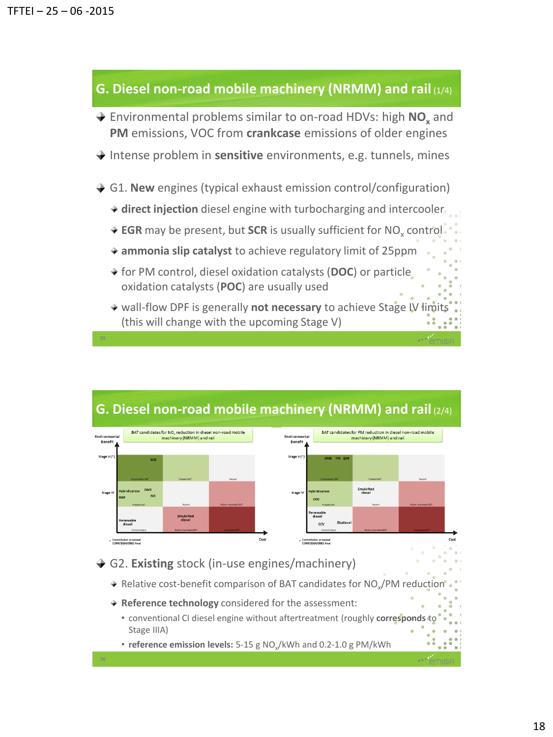## G. Diesel non-road mobile machinery (NRMM) and rail (1/4)

- Environmental problems similar to on-road HDVs: high **$NO_x$** and **PM** emissions, VOC from **crankcase** emissions of older engines
- Intense problem in **sensitive** environments, e.g. tunnels, mines
- G1. **New** engines (typical exhaust emission control/configuration)
  - **direct injection** diesel engine with turbocharging and intercooler
  - **EGR** may be present, but **SCR** is usually sufficient for $NO_x$ control
  - **ammonia slip catalyst** to achieve regulatory limit of 25ppm
  - for PM control, diesel oxidation catalysts (**DOC**) or particle oxidation catalysts (**POC**) are usually used
  - wall-flow DPF is generally **not necessary** to achieve Stage IV limits (this will change with the upcoming Stage V)

## G. Diesel non-road mobile machinery (NRMM) and rail (2/4)

**BAT candidates for $NO_x$ reduction in diesel non-road mobile machinery (NRMM) and rail**

| Environmental Benefit | Very probable BAT | Probable BAT | Neutral |
|---|---|---|---|
| Stage V (*) | SCR | | |
| Stage IV | Hybridization, DME, EGR, NG | | |
| | Renewable diesel | Emulsified diesel | |

**BAT candidates for PM reduction in diesel non-road mobile machinery (NRMM) and rail**

| Environmental Benefit | Very probable BAT | Probable BAT | Neutral |
|---|---|---|---|
| Stage V (*) | DME, NG, DPF | | |
| Stage IV | Hybridization, DOC | Emulsified diesel | |
| | Renewable diesel, CCV | Biodiesel | |

Axes: Environmental Benefit vs. Cost. (*) Commission proposal COM/2014/0581 final

- G2. **Existing** stock (in-use engines/machinery)
  - Relative cost-benefit comparison of BAT candidates for $NO_x$/PM reduction
  - **Reference technology** considered for the assessment:
    - conventional CI diesel engine without aftertreatment (roughly **corresponds** to Stage IIIA)
    - **reference emission levels:** 5-15 g $NO_x$/kWh and 0.2-1.0 g PM/kWh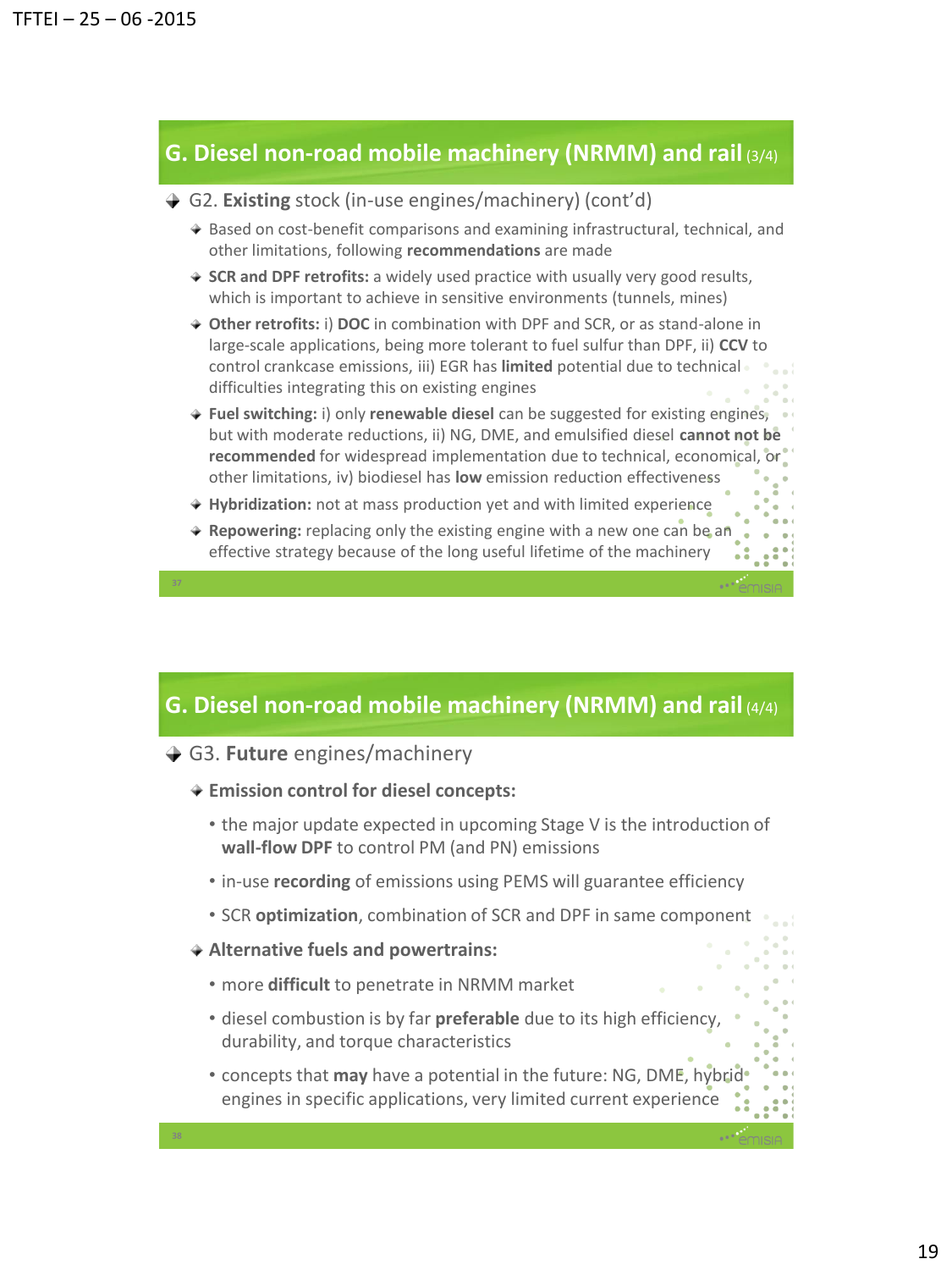## G. Diesel non-road mobile machinery (NRMM) and rail (3/4)

- G2. **Existing** stock (in-use engines/machinery) (cont'd)
  - Based on cost-benefit comparisons and examining infrastructural, technical, and other limitations, following **recommendations** are made
  - **SCR and DPF retrofits:** a widely used practice with usually very good results, which is important to achieve in sensitive environments (tunnels, mines)
  - **Other retrofits:** i) **DOC** in combination with DPF and SCR, or as stand-alone in large-scale applications, being more tolerant to fuel sulfur than DPF, ii) **CCV** to control crankcase emissions, iii) EGR has **limited** potential due to technical difficulties integrating this on existing engines
  - **Fuel switching:** i) only **renewable diesel** can be suggested for existing engines, but with moderate reductions, ii) NG, DME, and emulsified diesel **cannot not be recommended** for widespread implementation due to technical, economical, or other limitations, iv) biodiesel has **low** emission reduction effectiveness
  - **Hybridization:** not at mass production yet and with limited experience
  - **Repowering:** replacing only the existing engine with a new one can be an effective strategy because of the long useful lifetime of the machinery

## G. Diesel non-road mobile machinery (NRMM) and rail (4/4)

- G3. **Future** engines/machinery
  - **Emission control for diesel concepts:**
    - the major update expected in upcoming Stage V is the introduction of **wall-flow DPF** to control PM (and PN) emissions
    - in-use **recording** of emissions using PEMS will guarantee efficiency
    - SCR **optimization**, combination of SCR and DPF in same component
  - **Alternative fuels and powertrains:**
    - more **difficult** to penetrate in NRMM market
    - diesel combustion is by far **preferable** due to its high efficiency, durability, and torque characteristics
    - concepts that **may** have a potential in the future: NG, DME, hybrid engines in specific applications, very limited current experience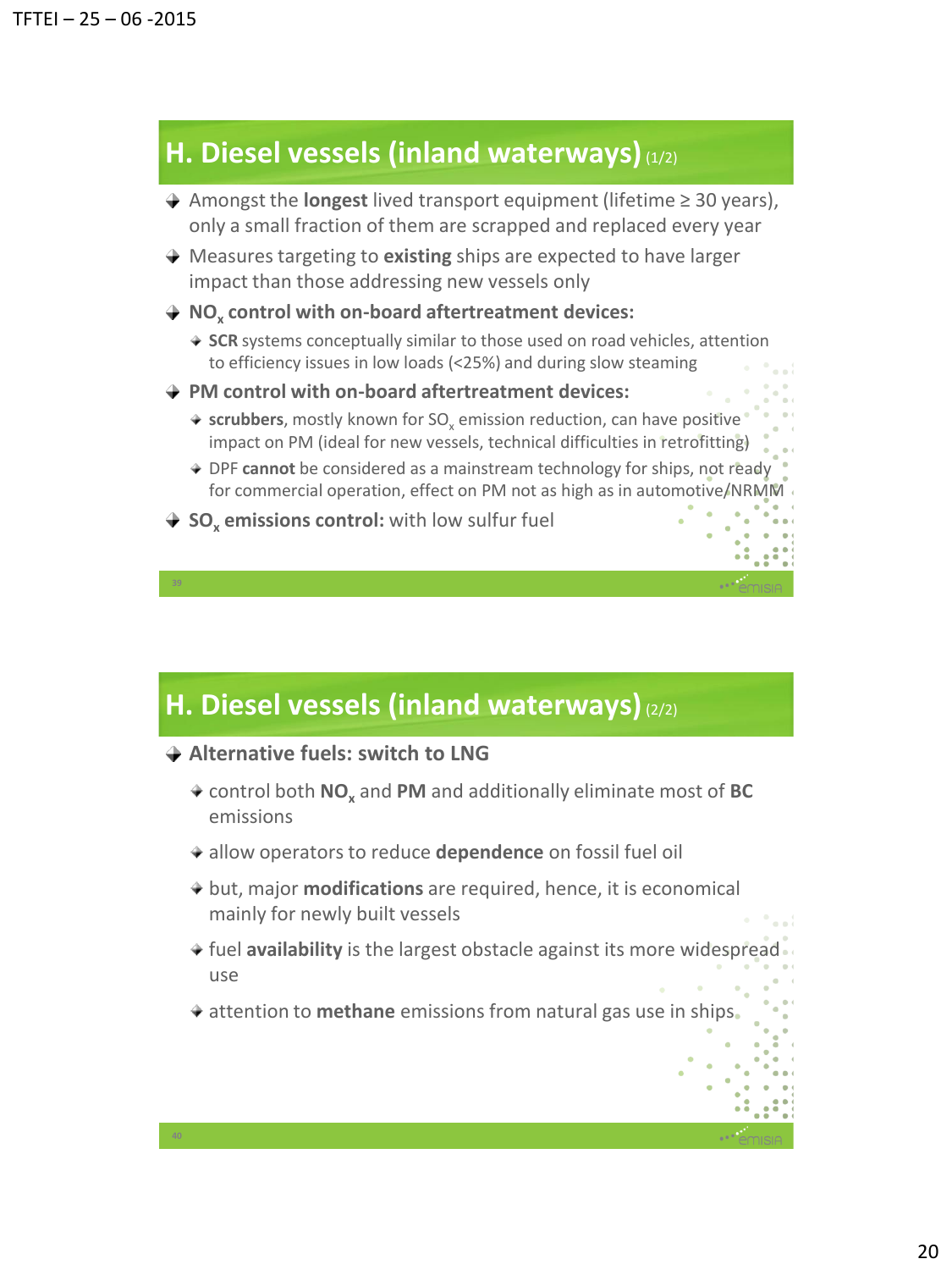## H. Diesel vessels (inland waterways) (1/2)

- Amongst the **longest** lived transport equipment (lifetime ≥ 30 years), only a small fraction of them are scrapped and replaced every year
- Measures targeting to **existing** ships are expected to have larger impact than those addressing new vessels only
- **$NO_x$ control with on-board aftertreatment devices:**
  - **SCR** systems conceptually similar to those used on road vehicles, attention to efficiency issues in low loads (<25%) and during slow steaming
- **PM control with on-board aftertreatment devices:**
  - **scrubbers**, mostly known for $SO_x$ emission reduction, can have positive impact on PM (ideal for new vessels, technical difficulties in retrofitting)
  - DPF **cannot** be considered as a mainstream technology for ships, not ready for commercial operation, effect on PM not as high as in automotive/NRMM
- **$SO_x$ emissions control:** with low sulfur fuel

## H. Diesel vessels (inland waterways) (2/2)

- **Alternative fuels: switch to LNG**
  - control both **$NO_x$** and **PM** and additionally eliminate most of **BC** emissions
  - allow operators to reduce **dependence** on fossil fuel oil
  - but, major **modifications** are required, hence, it is economical mainly for newly built vessels
  - fuel **availability** is the largest obstacle against its more widespread use
  - attention to **methane** emissions from natural gas use in ships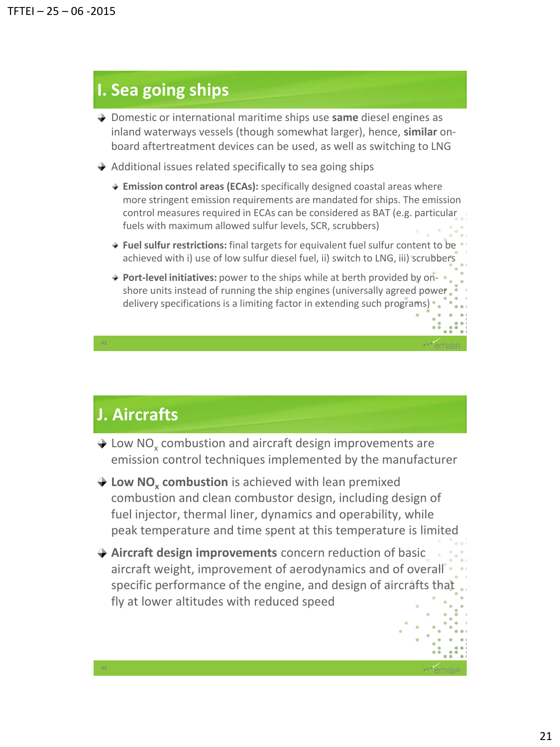## I. Sea going ships

- Domestic or international maritime ships use **same** diesel engines as inland waterways vessels (though somewhat larger), hence, **similar** on-board aftertreatment devices can be used, as well as switching to LNG
- Additional issues related specifically to sea going ships
  - **Emission control areas (ECAs):** specifically designed coastal areas where more stringent emission requirements are mandated for ships. The emission control measures required in ECAs can be considered as BAT (e.g. particular fuels with maximum allowed sulfur levels, SCR, scrubbers)
  - **Fuel sulfur restrictions:** final targets for equivalent fuel sulfur content to be achieved with i) use of low sulfur diesel fuel, ii) switch to LNG, iii) scrubbers
  - **Port-level initiatives:** power to the ships while at berth provided by on-shore units instead of running the ship engines (universally agreed power delivery specifications is a limiting factor in extending such programs)

## J. Aircrafts

- Low $NO_x$ combustion and aircraft design improvements are emission control techniques implemented by the manufacturer
- **Low $NO_x$ combustion** is achieved with lean premixed combustion and clean combustor design, including design of fuel injector, thermal liner, dynamics and operability, while peak temperature and time spent at this temperature is limited
- **Aircraft design improvements** concern reduction of basic aircraft weight, improvement of aerodynamics and of overall specific performance of the engine, and design of aircrafts that fly at lower altitudes with reduced speed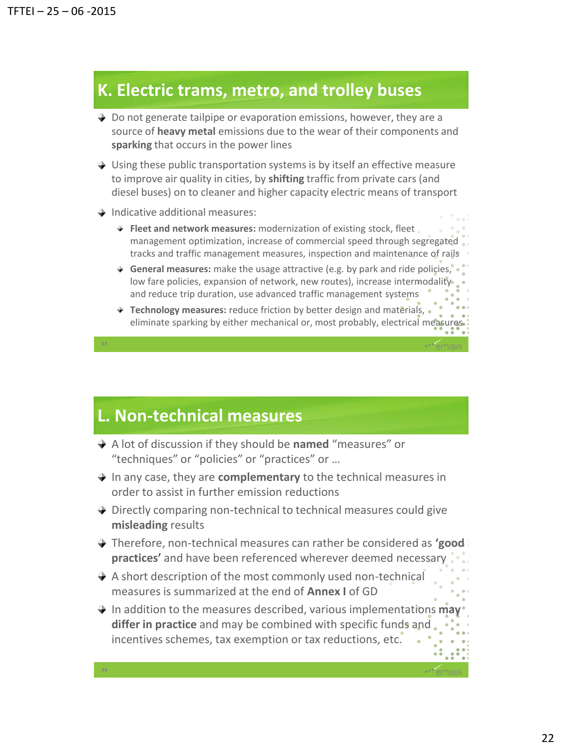## K. Electric trams, metro, and trolley buses

- Do not generate tailpipe or evaporation emissions, however, they are a source of **heavy metal** emissions due to the wear of their components and **sparking** that occurs in the power lines
- Using these public transportation systems is by itself an effective measure to improve air quality in cities, by **shifting** traffic from private cars (and diesel buses) on to cleaner and higher capacity electric means of transport
- Indicative additional measures:
  - **Fleet and network measures:** modernization of existing stock, fleet management optimization, increase of commercial speed through segregated tracks and traffic management measures, inspection and maintenance of rails
  - **General measures:** make the usage attractive (e.g. by park and ride policies, low fare policies, expansion of network, new routes), increase intermodality and reduce trip duration, use advanced traffic management systems
  - **Technology measures:** reduce friction by better design and materials, eliminate sparking by either mechanical or, most probably, electrical measures

## L. Non-technical measures

- A lot of discussion if they should be **named** "measures" or "techniques" or "policies" or "practices" or …
- In any case, they are **complementary** to the technical measures in order to assist in further emission reductions
- Directly comparing non-technical to technical measures could give **misleading** results
- Therefore, non-technical measures can rather be considered as **'good practices'** and have been referenced wherever deemed necessary
- A short description of the most commonly used non-technical measures is summarized at the end of **Annex I** of GD
- In addition to the measures described, various implementations **may differ in practice** and may be combined with specific funds and incentives schemes, tax exemption or tax reductions, etc.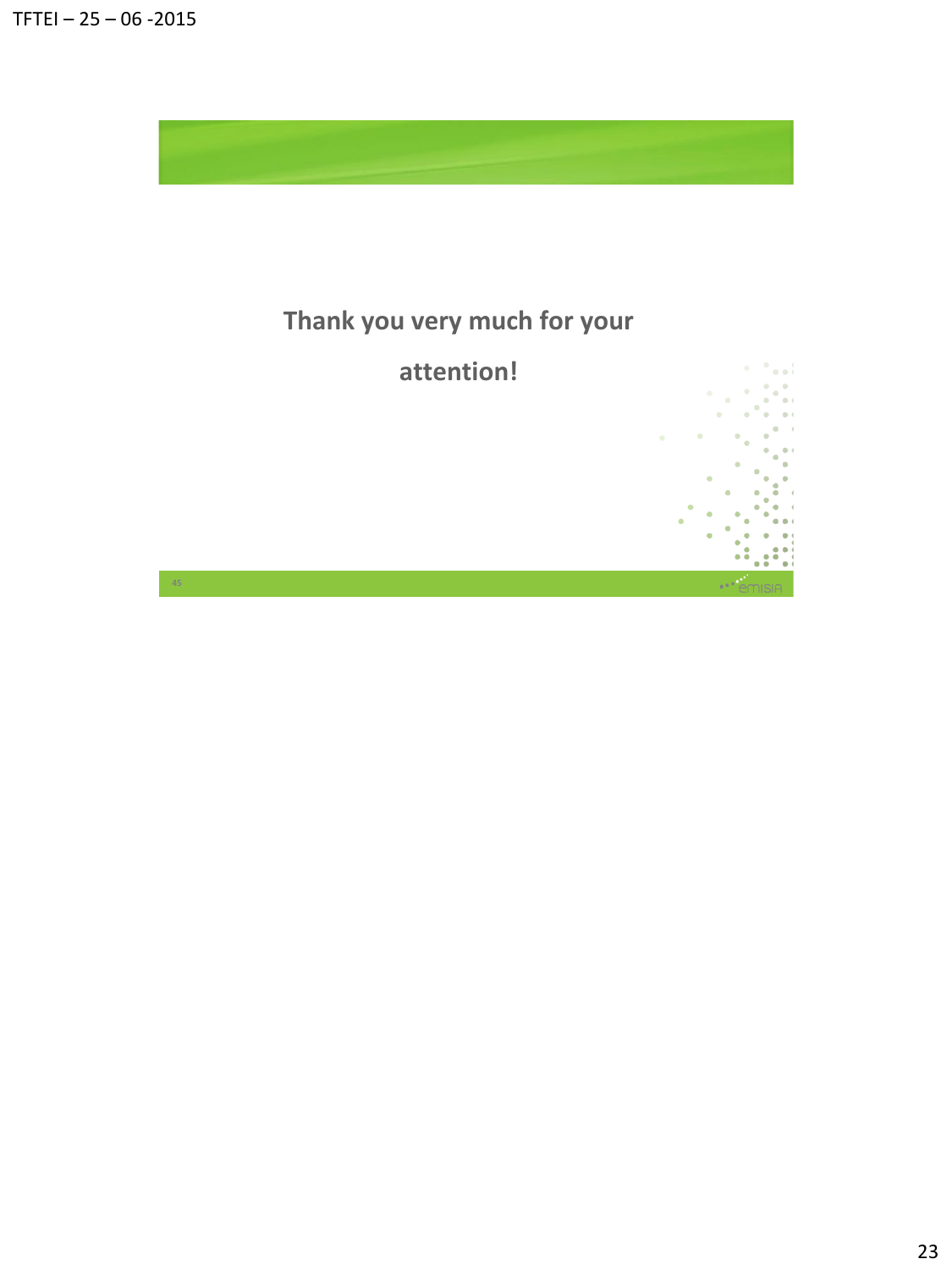Thank you very much for your attention!